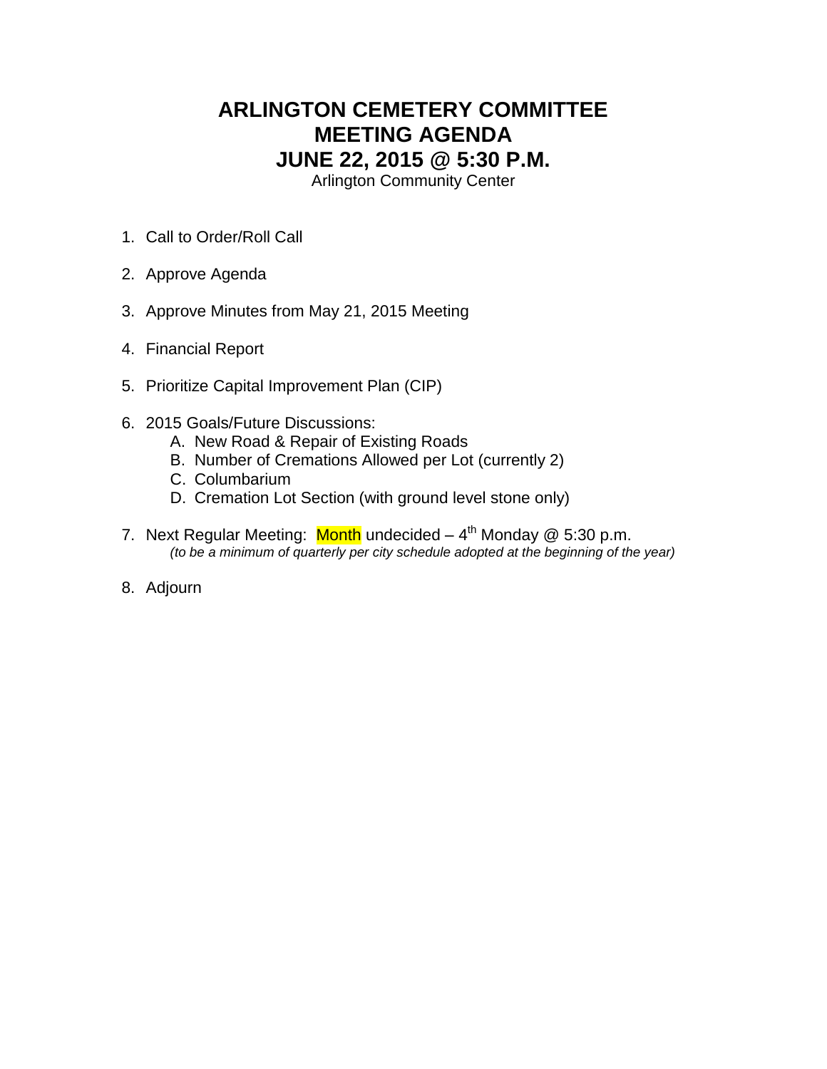# ARLINGTON CEMETERY COMMITTEE
# MEETING AGENDA
# JUNE 22, 2015 @ 5:30 P.M.

Arlington Community Center

1. Call to Order/Roll Call
2. Approve Agenda
3. Approve Minutes from May 21, 2015 Meeting
4. Financial Report
5. Prioritize Capital Improvement Plan (CIP)
6. 2015 Goals/Future Discussions:
   A. New Road & Repair of Existing Roads
   B. Number of Cremations Allowed per Lot (currently 2)
   C. Columbarium
   D. Cremation Lot Section (with ground level stone only)
7. Next Regular Meeting: Month undecided – 4th Monday @ 5:30 p.m.
   *(to be a minimum of quarterly per city schedule adopted at the beginning of the year)*
8. Adjourn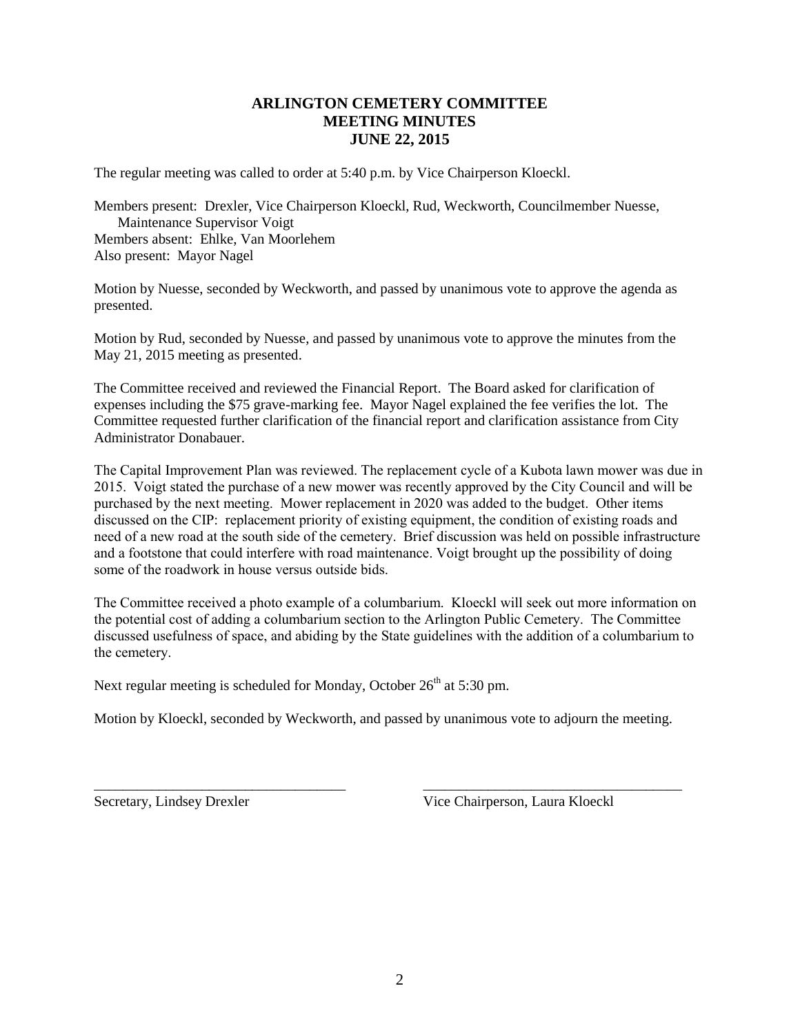# ARLINGTON CEMETERY COMMITTEE
## MEETING MINUTES
## JUNE 22, 2015

The regular meeting was called to order at 5:40 p.m. by Vice Chairperson Kloeckl.

Members present: Drexler, Vice Chairperson Kloeckl, Rud, Weckworth, Councilmember Nuesse, Maintenance Supervisor Voigt
Members absent: Ehlke, Van Moorlehem
Also present: Mayor Nagel

Motion by Nuesse, seconded by Weckworth, and passed by unanimous vote to approve the agenda as presented.

Motion by Rud, seconded by Nuesse, and passed by unanimous vote to approve the minutes from the May 21, 2015 meeting as presented.

The Committee received and reviewed the Financial Report. The Board asked for clarification of expenses including the $75 grave-marking fee. Mayor Nagel explained the fee verifies the lot. The Committee requested further clarification of the financial report and clarification assistance from City Administrator Donabauer.

The Capital Improvement Plan was reviewed. The replacement cycle of a Kubota lawn mower was due in 2015. Voigt stated the purchase of a new mower was recently approved by the City Council and will be purchased by the next meeting. Mower replacement in 2020 was added to the budget. Other items discussed on the CIP: replacement priority of existing equipment, the condition of existing roads and need of a new road at the south side of the cemetery. Brief discussion was held on possible infrastructure and a footstone that could interfere with road maintenance. Voigt brought up the possibility of doing some of the roadwork in house versus outside bids.

The Committee received a photo example of a columbarium. Kloeckl will seek out more information on the potential cost of adding a columbarium section to the Arlington Public Cemetery. The Committee discussed usefulness of space, and abiding by the State guidelines with the addition of a columbarium to the cemetery.

Next regular meeting is scheduled for Monday, October 26th at 5:30 pm.

Motion by Kloeckl, seconded by Weckworth, and passed by unanimous vote to adjourn the meeting.

\_\_\_\_\_\_\_\_\_\_\_\_\_\_\_\_\_\_\_\_\_\_\_\_\_\_\_\_\_\_\_\_\_\_\_
Secretary, Lindsey Drexler

\_\_\_\_\_\_\_\_\_\_\_\_\_\_\_\_\_\_\_\_\_\_\_\_\_\_\_\_\_\_\_\_\_\_\_
Vice Chairperson, Laura Kloeckl